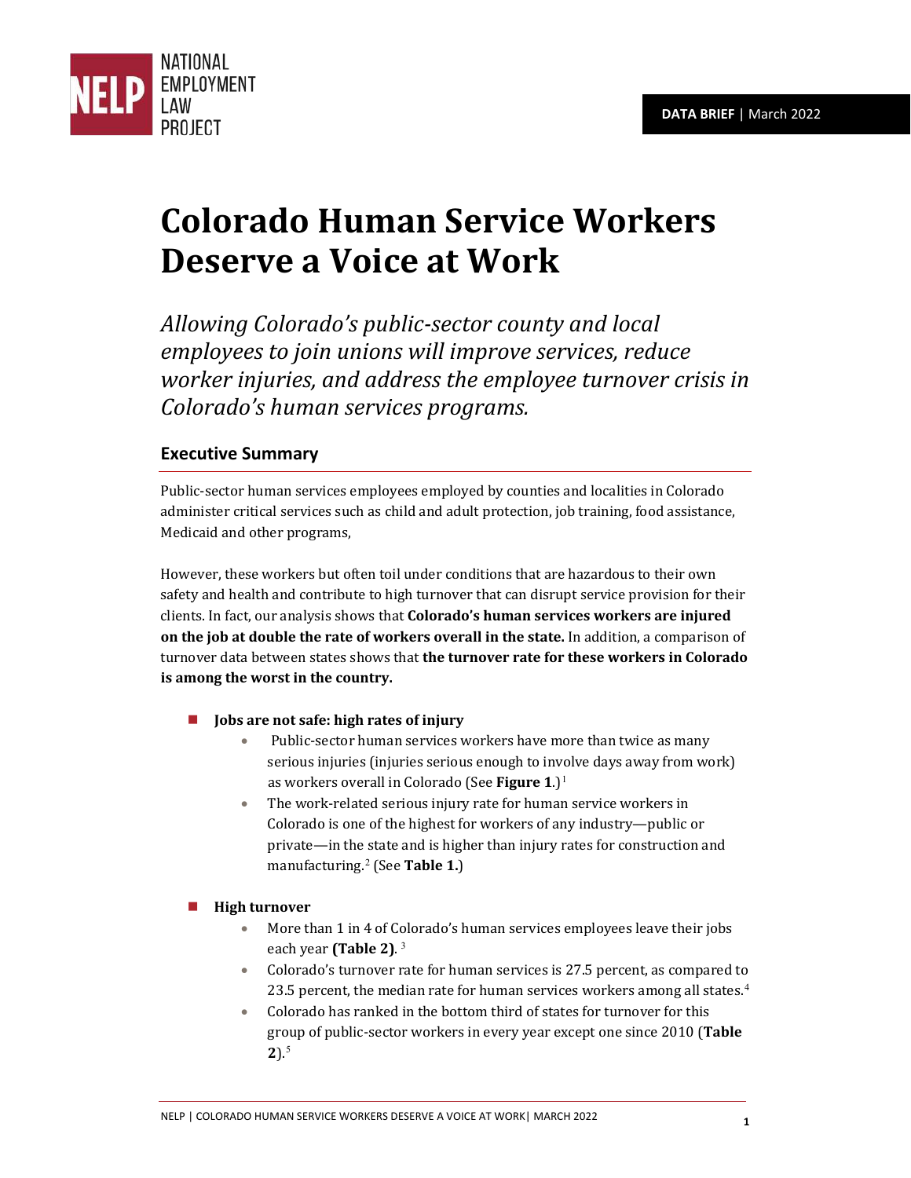DATA BRIEF | March 2022

# Colorado Human Service Workers Deserve a Voice at Work

*Allowing Colorado's public-sector county and local employees to join unions will improve services, reduce worker injuries, and address the employee turnover crisis in Colorado's human services programs.*

## Executive Summary

Public-sector human services employees employed by counties and localities in Colorado administer critical services such as child and adult protection, job training, food assistance, Medicaid and other programs,

However, these workers but often toil under conditions that are hazardous to their own safety and health and contribute to high turnover that can disrupt service provision for their clients. In fact, our analysis shows that **Colorado's human services workers are injured on the job at double the rate of workers overall in the state.** In addition, a comparison of turnover data between states shows that **the turnover rate for these workers in Colorado is among the worst in the country.**

- **Jobs are not safe: high rates of injury**
  - Public-sector human services workers have more than twice as many serious injuries (injuries serious enough to involve days away from work) as workers overall in Colorado (See **Figure 1**.)[1]
  - The work-related serious injury rate for human service workers in Colorado is one of the highest for workers of any industry—public or private—in the state and is higher than injury rates for construction and manufacturing.[2] (See **Table 1**.)

- **High turnover**
  - More than 1 in 4 of Colorado's human services employees leave their jobs each year **(Table 2)**.[3]
  - Colorado's turnover rate for human services is 27.5 percent, as compared to 23.5 percent, the median rate for human services workers among all states.[4]
  - Colorado has ranked in the bottom third of states for turnover for this group of public-sector workers in every year except one since 2010 (**Table 2**).[5]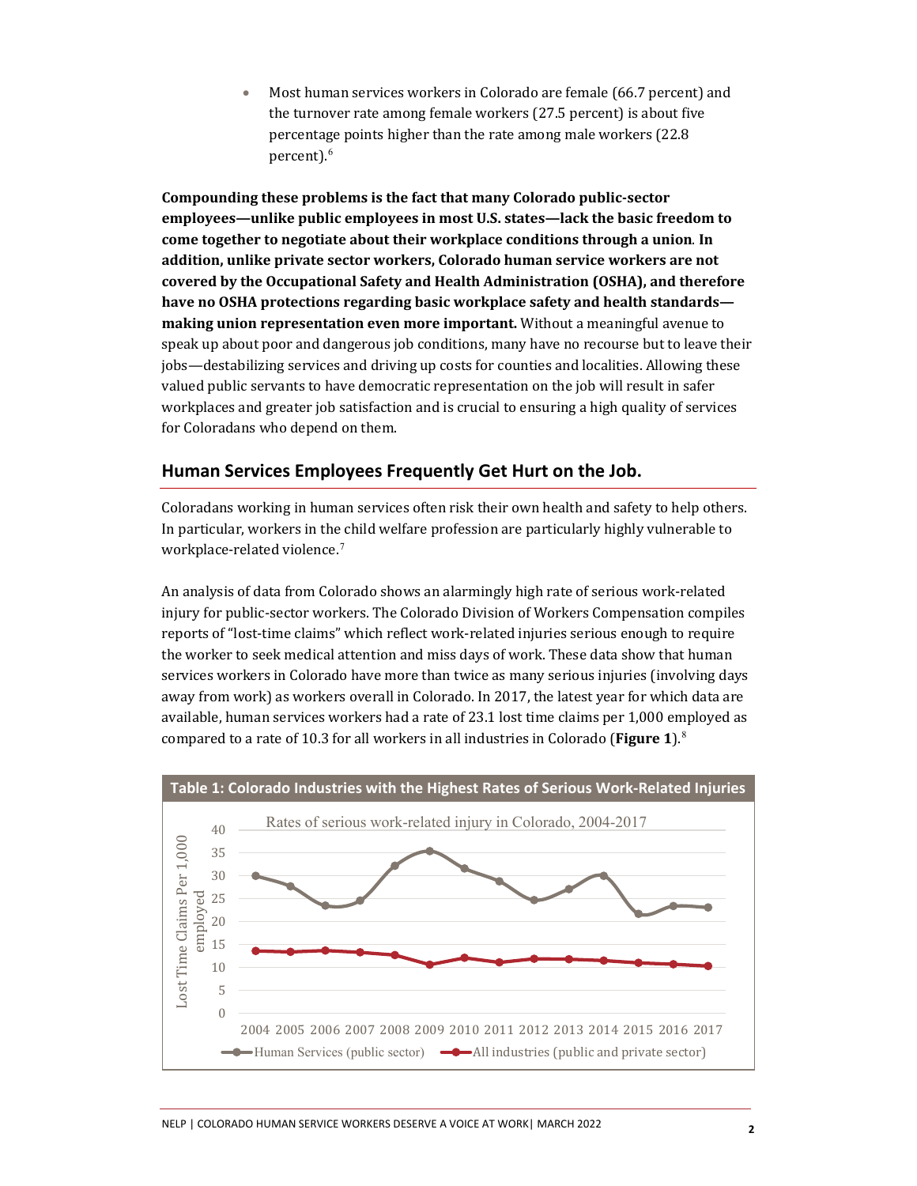- Most human services workers in Colorado are female (66.7 percent) and the turnover rate among female workers (27.5 percent) is about five percentage points higher than the rate among male workers (22.8 percent).[6]

**Compounding these problems is the fact that many Colorado public-sector employees—unlike public employees in most U.S. states—lack the basic freedom to come together to negotiate about their workplace conditions through a union. In addition, unlike private sector workers, Colorado human service workers are not covered by the Occupational Safety and Health Administration (OSHA), and therefore have no OSHA protections regarding basic workplace safety and health standards—making union representation even more important.** Without a meaningful avenue to speak up about poor and dangerous job conditions, many have no recourse but to leave their jobs—destabilizing services and driving up costs for counties and localities. Allowing these valued public servants to have democratic representation on the job will result in safer workplaces and greater job satisfaction and is crucial to ensuring a high quality of services for Coloradans who depend on them.

## Human Services Employees Frequently Get Hurt on the Job.

Coloradans working in human services often risk their own health and safety to help others. In particular, workers in the child welfare profession are particularly highly vulnerable to workplace-related violence.[7]

An analysis of data from Colorado shows an alarmingly high rate of serious work-related injury for public-sector workers. The Colorado Division of Workers Compensation compiles reports of "lost-time claims" which reflect work-related injuries serious enough to require the worker to seek medical attention and miss days of work. These data show that human services workers in Colorado have more than twice as many serious injuries (involving days away from work) as workers overall in Colorado. In 2017, the latest year for which data are available, human services workers had a rate of 23.1 lost time claims per 1,000 employed as compared to a rate of 10.3 for all workers in all industries in Colorado (**Figure 1**).[8]

**Table 1: Colorado Industries with the Highest Rates of Serious Work-Related Injuries**

Rates of serious work-related injury in Colorado, 2004-2017

Y-axis: Lost Time Claims Per 1,000 employed (0–40)

Legend: Human Services (public sector); All industries (public and private sector)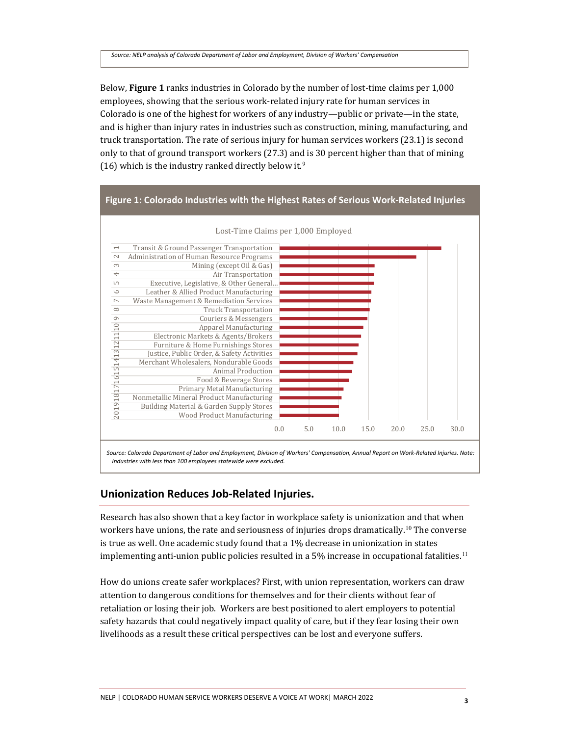*Source: NELP analysis of Colorado Department of Labor and Employment, Division of Workers' Compensation*

Below, **Figure 1** ranks industries in Colorado by the number of lost-time claims per 1,000 employees, showing that the serious work-related injury rate for human services in Colorado is one of the highest for workers of any industry—public or private—in the state, and is higher than injury rates in industries such as construction, mining, manufacturing, and truck transportation. The rate of serious injury for human services workers (23.1) is second only to that of ground transport workers (27.3) and is 30 percent higher than that of mining (16) which is the industry ranked directly below it.[9]

**Figure 1: Colorado Industries with the Highest Rates of Serious Work-Related Injuries**

Lost-Time Claims per 1,000 Employed

| Rank | Industry |
| --- | --- |
| 1 | Transit & Ground Passenger Transportation |
| 2 | Administration of Human Resource Programs |
| 3 | Mining (except Oil & Gas) |
| 4 | Air Transportation |
| 5 | Executive, Legislative, & Other General... |
| 6 | Leather & Allied Product Manufacturing |
| 7 | Waste Management & Remediation Services |
| 8 | Truck Transportation |
| 9 | Couriers & Messengers |
| 10 | Apparel Manufacturing |
| 11 | Electronic Markets & Agents/Brokers |
| 12 | Furniture & Home Furnishings Stores |
| 13 | Justice, Public Order, & Safety Activities |
| 14 | Merchant Wholesalers, Nondurable Goods |
| 15 | Animal Production |
| 16 | Food & Beverage Stores |
| 17 | Primary Metal Manufacturing |
| 18 | Nonmetallic Mineral Product Manufacturing |
| 19 | Building Material & Garden Supply Stores |
| 20 | Wood Product Manufacturing |

*Source: Colorado Department of Labor and Employment, Division of Workers' Compensation, Annual Report on Work-Related Injuries. Note: Industries with less than 100 employees statewide were excluded.*

## Unionization Reduces Job-Related Injuries.

Research has also shown that a key factor in workplace safety is unionization and that when workers have unions, the rate and seriousness of injuries drops dramatically.[10] The converse is true as well. One academic study found that a 1% decrease in unionization in states implementing anti-union public policies resulted in a 5% increase in occupational fatalities.[11]

How do unions create safer workplaces? First, with union representation, workers can draw attention to dangerous conditions for themselves and for their clients without fear of retaliation or losing their job. Workers are best positioned to alert employers to potential safety hazards that could negatively impact quality of care, but if they fear losing their own livelihoods as a result these critical perspectives can be lost and everyone suffers.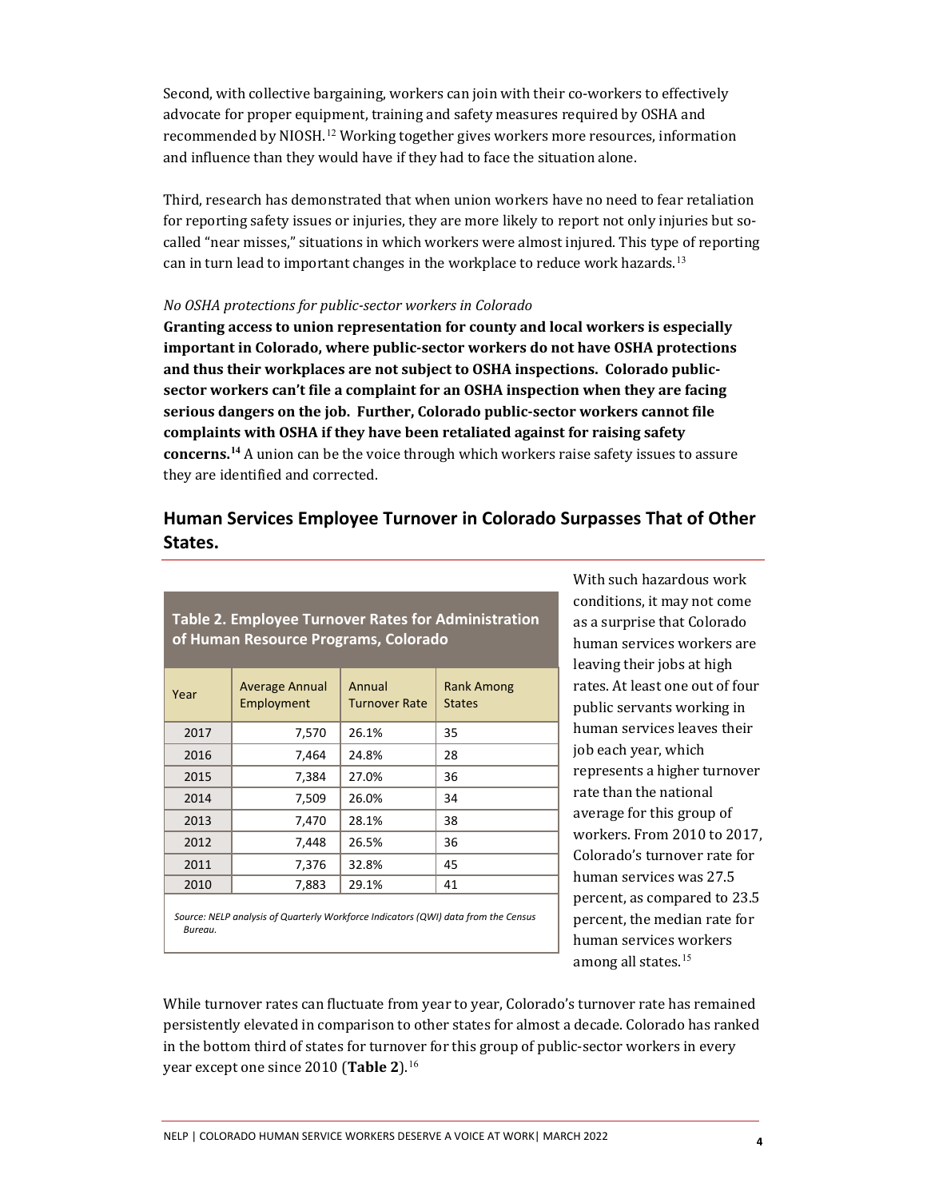Second, with collective bargaining, workers can join with their co-workers to effectively advocate for proper equipment, training and safety measures required by OSHA and recommended by NIOSH.[12] Working together gives workers more resources, information and influence than they would have if they had to face the situation alone.

Third, research has demonstrated that when union workers have no need to fear retaliation for reporting safety issues or injuries, they are more likely to report not only injuries but so-called "near misses," situations in which workers were almost injured. This type of reporting can in turn lead to important changes in the workplace to reduce work hazards.[13]

*No OSHA protections for public-sector workers in Colorado*

**Granting access to union representation for county and local workers is especially important in Colorado, where public-sector workers do not have OSHA protections and thus their workplaces are not subject to OSHA inspections. Colorado public-sector workers can't file a complaint for an OSHA inspection when they are facing serious dangers on the job. Further, Colorado public-sector workers cannot file complaints with OSHA if they have been retaliated against for raising safety concerns.[14]** A union can be the voice through which workers raise safety issues to assure they are identified and corrected.

## Human Services Employee Turnover in Colorado Surpasses That of Other States.

**Table 2. Employee Turnover Rates for Administration of Human Resource Programs, Colorado**

| Year | Average Annual Employment | Annual Turnover Rate | Rank Among States |
|---|---|---|---|
| 2017 | 7,570 | 26.1% | 35 |
| 2016 | 7,464 | 24.8% | 28 |
| 2015 | 7,384 | 27.0% | 36 |
| 2014 | 7,509 | 26.0% | 34 |
| 2013 | 7,470 | 28.1% | 38 |
| 2012 | 7,448 | 26.5% | 36 |
| 2011 | 7,376 | 32.8% | 45 |
| 2010 | 7,883 | 29.1% | 41 |

*Source: NELP analysis of Quarterly Workforce Indicators (QWI) data from the Census Bureau.*

With such hazardous work conditions, it may not come as a surprise that Colorado human services workers are leaving their jobs at high rates. At least one out of four public servants working in human services leaves their job each year, which represents a higher turnover rate than the national average for this group of workers. From 2010 to 2017, Colorado's turnover rate for human services was 27.5 percent, as compared to 23.5 percent, the median rate for human services workers among all states.[15]

While turnover rates can fluctuate from year to year, Colorado's turnover rate has remained persistently elevated in comparison to other states for almost a decade. Colorado has ranked in the bottom third of states for turnover for this group of public-sector workers in every year except one since 2010 (**Table 2**).[16]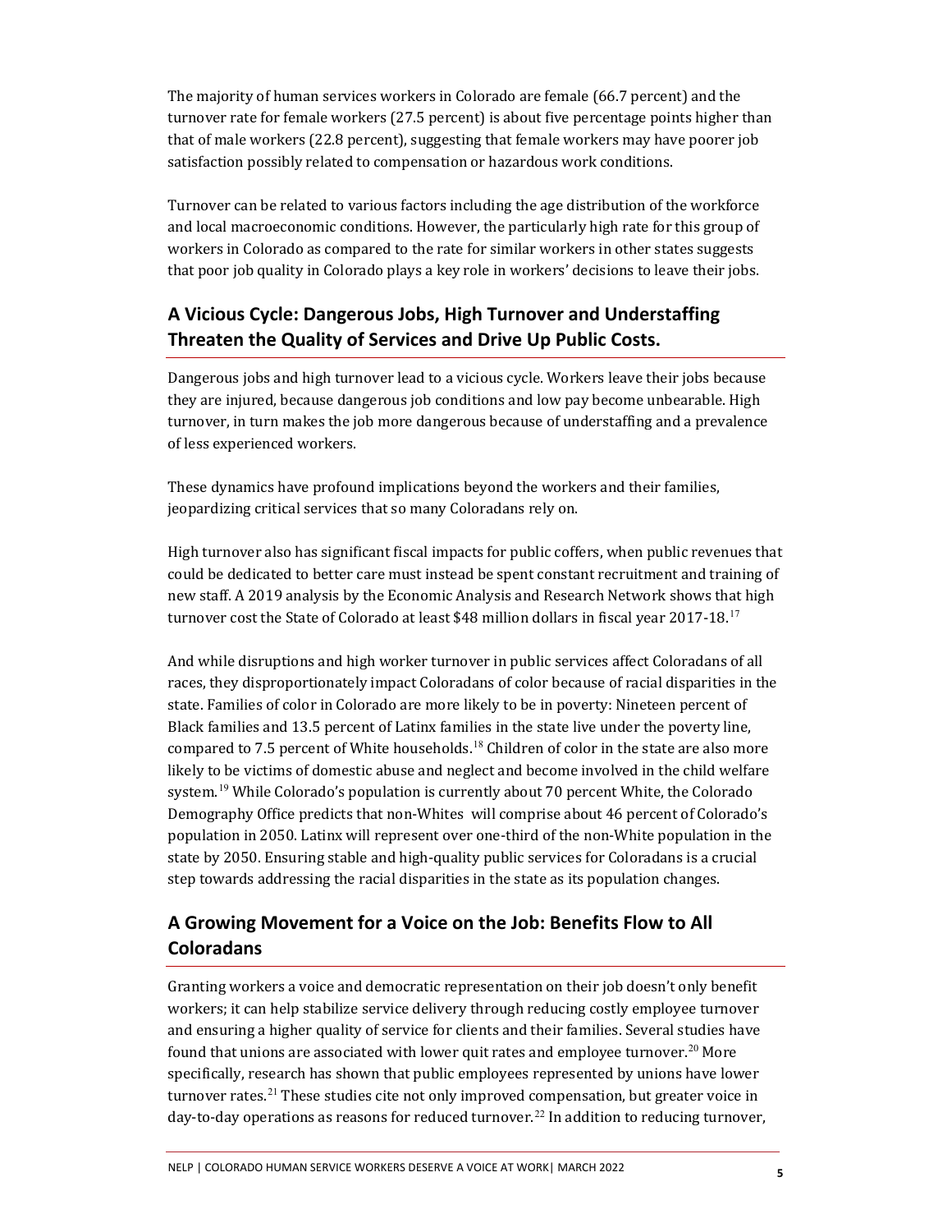The majority of human services workers in Colorado are female (66.7 percent) and the turnover rate for female workers (27.5 percent) is about five percentage points higher than that of male workers (22.8 percent), suggesting that female workers may have poorer job satisfaction possibly related to compensation or hazardous work conditions.

Turnover can be related to various factors including the age distribution of the workforce and local macroeconomic conditions. However, the particularly high rate for this group of workers in Colorado as compared to the rate for similar workers in other states suggests that poor job quality in Colorado plays a key role in workers' decisions to leave their jobs.

## A Vicious Cycle: Dangerous Jobs, High Turnover and Understaffing Threaten the Quality of Services and Drive Up Public Costs.

Dangerous jobs and high turnover lead to a vicious cycle. Workers leave their jobs because they are injured, because dangerous job conditions and low pay become unbearable. High turnover, in turn makes the job more dangerous because of understaffing and a prevalence of less experienced workers.

These dynamics have profound implications beyond the workers and their families, jeopardizing critical services that so many Coloradans rely on.

High turnover also has significant fiscal impacts for public coffers, when public revenues that could be dedicated to better care must instead be spent constant recruitment and training of new staff. A 2019 analysis by the Economic Analysis and Research Network shows that high turnover cost the State of Colorado at least $48 million dollars in fiscal year 2017-18.[17]

And while disruptions and high worker turnover in public services affect Coloradans of all races, they disproportionately impact Coloradans of color because of racial disparities in the state. Families of color in Colorado are more likely to be in poverty: Nineteen percent of Black families and 13.5 percent of Latinx families in the state live under the poverty line, compared to 7.5 percent of White households.[18] Children of color in the state are also more likely to be victims of domestic abuse and neglect and become involved in the child welfare system.[19] While Colorado's population is currently about 70 percent White, the Colorado Demography Office predicts that non-Whites will comprise about 46 percent of Colorado's population in 2050. Latinx will represent over one-third of the non-White population in the state by 2050. Ensuring stable and high-quality public services for Coloradans is a crucial step towards addressing the racial disparities in the state as its population changes.

## A Growing Movement for a Voice on the Job: Benefits Flow to All Coloradans

Granting workers a voice and democratic representation on their job doesn't only benefit workers; it can help stabilize service delivery through reducing costly employee turnover and ensuring a higher quality of service for clients and their families. Several studies have found that unions are associated with lower quit rates and employee turnover.[20] More specifically, research has shown that public employees represented by unions have lower turnover rates.[21] These studies cite not only improved compensation, but greater voice in day-to-day operations as reasons for reduced turnover.[22] In addition to reducing turnover,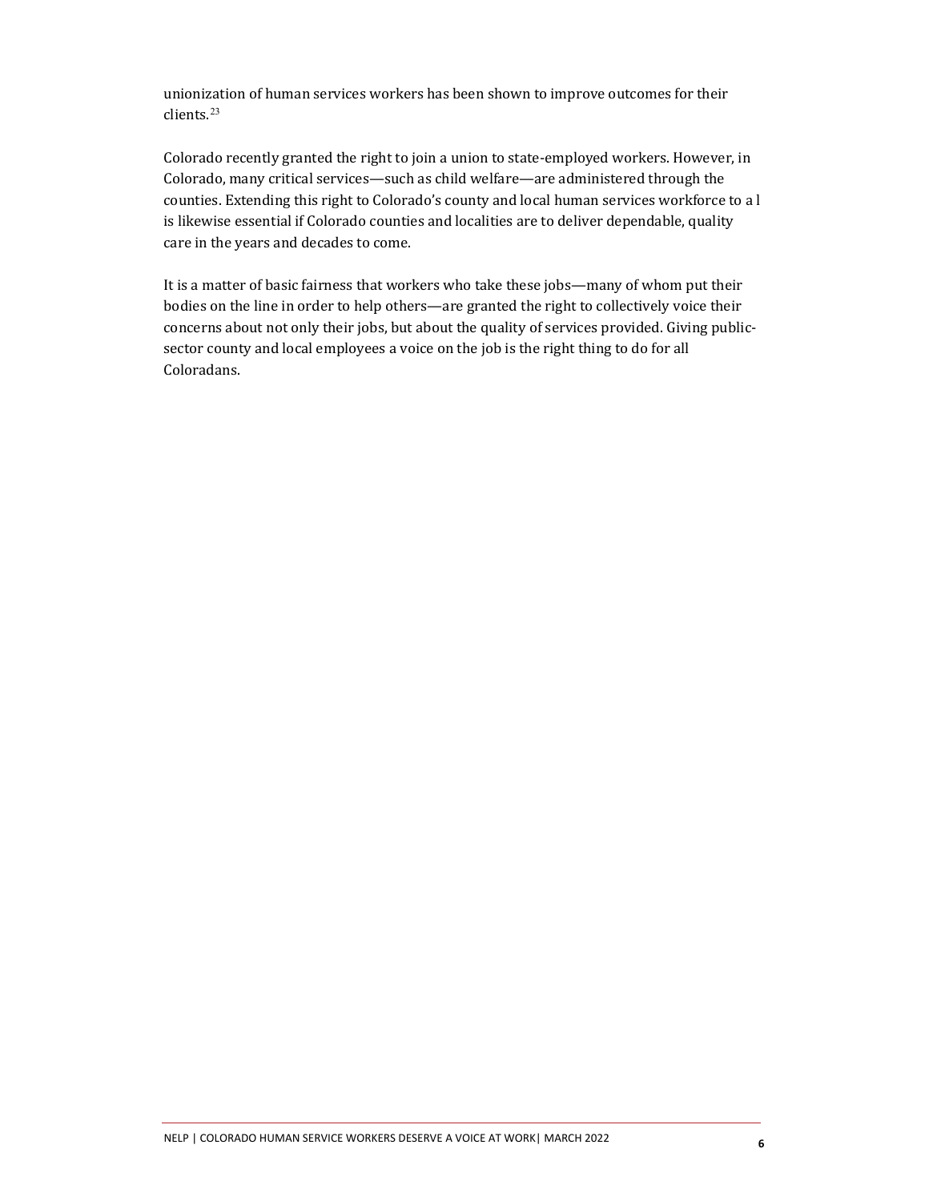unionization of human services workers has been shown to improve outcomes for their clients.[23]

Colorado recently granted the right to join a union to state-employed workers. However, in Colorado, many critical services—such as child welfare—are administered through the counties. Extending this right to Colorado's county and local human services workforce to a l is likewise essential if Colorado counties and localities are to deliver dependable, quality care in the years and decades to come.

It is a matter of basic fairness that workers who take these jobs—many of whom put their bodies on the line in order to help others—are granted the right to collectively voice their concerns about not only their jobs, but about the quality of services provided. Giving public-sector county and local employees a voice on the job is the right thing to do for all Coloradans.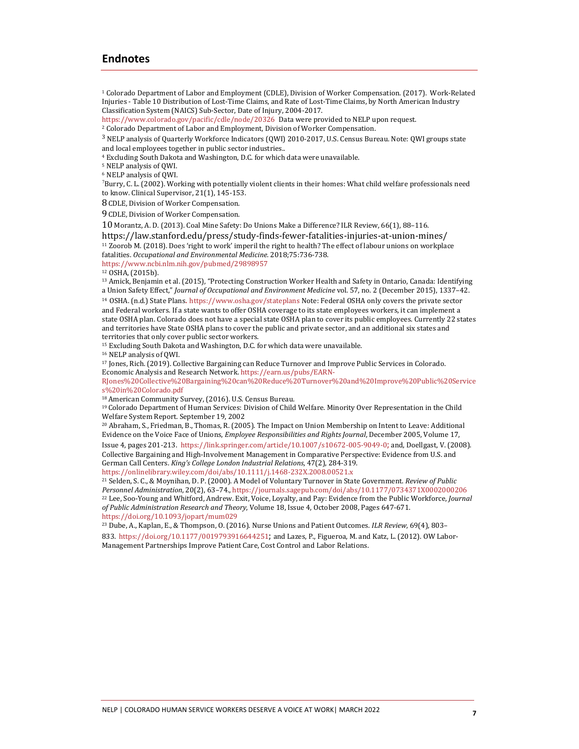## Endnotes

[1] Colorado Department of Labor and Employment (CDLE), Division of Worker Compensation. (2017). Work-Related Injuries - Table 10 Distribution of Lost-Time Claims, and Rate of Lost-Time Claims, by North American Industry Classification System (NAICS) Sub-Sector, Date of Injury, 2004-2017.
https://www.colorado.gov/pacific/cdle/node/20326 Data were provided to NELP upon request.

[2] Colorado Department of Labor and Employment, Division of Worker Compensation.

[3] NELP analysis of Quarterly Workforce Indicators (QWI) 2010-2017, U.S. Census Bureau. Note: QWI groups state and local employees together in public sector industries..

[4] Excluding South Dakota and Washington, D.C. for which data were unavailable.

[5] NELP analysis of QWI.

[6] NELP analysis of QWI.

[7] Burry, C. L. (2002). Working with potentially violent clients in their homes: What child welfare professionals need to know. Clinical Supervisor, 21(1), 145-153.

[8] CDLE, Division of Worker Compensation.

[9] CDLE, Division of Worker Compensation.

[10] Morantz, A. D. (2013). Coal Mine Safety: Do Unions Make a Difference? ILR Review, 66(1), 88–116.
https://law.stanford.edu/press/study-finds-fewer-fatalities-injuries-at-union-mines/

[11] Zoorob M. (2018). Does 'right to work' imperil the right to health? The effect of labour unions on workplace fatalities. *Occupational and Environmental Medicine.* 2018;75:736-738.
https://www.ncbi.nlm.nih.gov/pubmed/29898957

[12] OSHA, (2015b).

[13] Amick, Benjamin et al. (2015), "Protecting Construction Worker Health and Safety in Ontario, Canada: Identifying a Union Safety Effect," *Journal of Occupational and Environment Medicine* vol. 57, no. 2 (December 2015), 1337–42.

[14] OSHA. (n.d.) State Plans. https://www.osha.gov/stateplans Note: Federal OSHA only covers the private sector and Federal workers. If a state wants to offer OSHA coverage to its state employees workers, it can implement a state OSHA plan. Colorado does not have a special state OSHA plan to cover its public employees. Currently 22 states and territories have State OSHA plans to cover the public and private sector, and an additional six states and territories that only cover public sector workers.

[15] Excluding South Dakota and Washington, D.C. for which data were unavailable.

[16] NELP analysis of QWI.

[17] Jones, Rich. (2019). Collective Bargaining can Reduce Turnover and Improve Public Services in Colorado. Economic Analysis and Research Network. https://earn.us/pubs/EARN-RJones%20Collective%20Bargaining%20can%20Reduce%20Turnover%20and%20Improve%20Public%20Services%20in%20Colorado.pdf

[18] American Community Survey, (2016). U.S. Census Bureau.

[19] Colorado Department of Human Services: Division of Child Welfare. Minority Over Representation in the Child Welfare System Report. September 19, 2002

[20] Abraham, S., Friedman, B., Thomas, R. (2005). The Impact on Union Membership on Intent to Leave: Additional Evidence on the Voice Face of Unions, *Employee Responsibilities and Rights Journal*, December 2005, Volume 17, Issue 4, pages 201-213. https://link.springer.com/article/10.1007/s10672-005-9049-0; and, Doellgast, V. (2008). Collective Bargaining and High-Involvement Management in Comparative Perspective: Evidence from U.S. and German Call Centers. *King's College London Industrial Relations*, 47(2), 284-319.
https://onlinelibrary.wiley.com/doi/abs/10.1111/j.1468-232X.2008.00521.x

[21] Selden, S. C., & Moynihan, D. P. (2000). A Model of Voluntary Turnover in State Government. *Review of Public Personnel Administration*, 20(2), 63–74., https://journals.sagepub.com/doi/abs/10.1177/0734371X0002000206

[22] Lee, Soo-Young and Whitford, Andrew. Exit, Voice, Loyalty, and Pay: Evidence from the Public Workforce, *Journal of Public Administration Research and Theory*, Volume 18, Issue 4, October 2008, Pages 647-671.
https://doi.org/10.1093/jopart/mum029

[23] Dube, A., Kaplan, E., & Thompson, O. (2016). Nurse Unions and Patient Outcomes. *ILR Review*, 69(4), 803–833. https://doi.org/10.1177/0019793916644251; and Lazes, P., Figueroa, M. and Katz, L. (2012). OW Labor-Management Partnerships Improve Patient Care, Cost Control and Labor Relations.